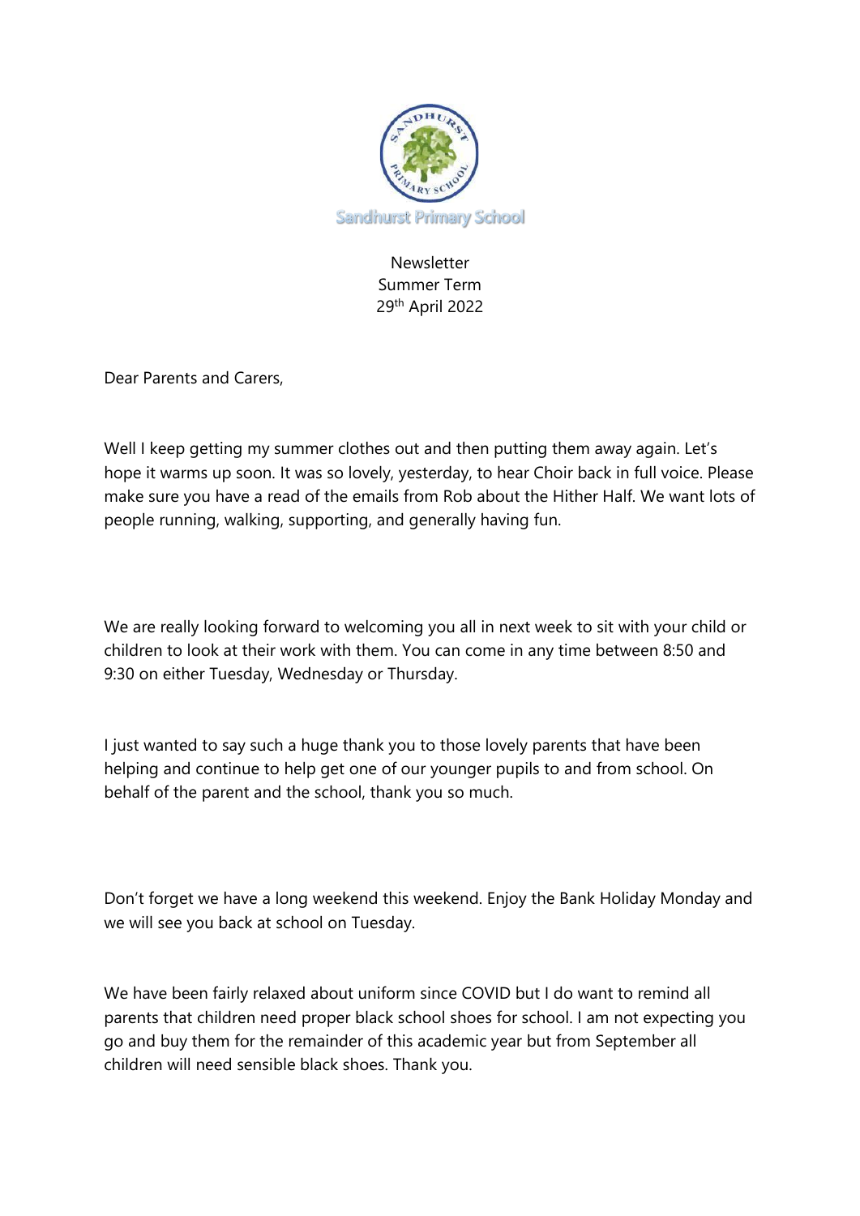Sandhurst Primary School

Newsletter
Summer Term
29th April 2022

Dear Parents and Carers,

Well I keep getting my summer clothes out and then putting them away again. Let's hope it warms up soon. It was so lovely, yesterday, to hear Choir back in full voice. Please make sure you have a read of the emails from Rob about the Hither Half. We want lots of people running, walking, supporting, and generally having fun.

We are really looking forward to welcoming you all in next week to sit with your child or children to look at their work with them. You can come in any time between 8:50 and 9:30 on either Tuesday, Wednesday or Thursday.

I just wanted to say such a huge thank you to those lovely parents that have been helping and continue to help get one of our younger pupils to and from school. On behalf of the parent and the school, thank you so much.

Don't forget we have a long weekend this weekend. Enjoy the Bank Holiday Monday and we will see you back at school on Tuesday.

We have been fairly relaxed about uniform since COVID but I do want to remind all parents that children need proper black school shoes for school. I am not expecting you go and buy them for the remainder of this academic year but from September all children will need sensible black shoes. Thank you.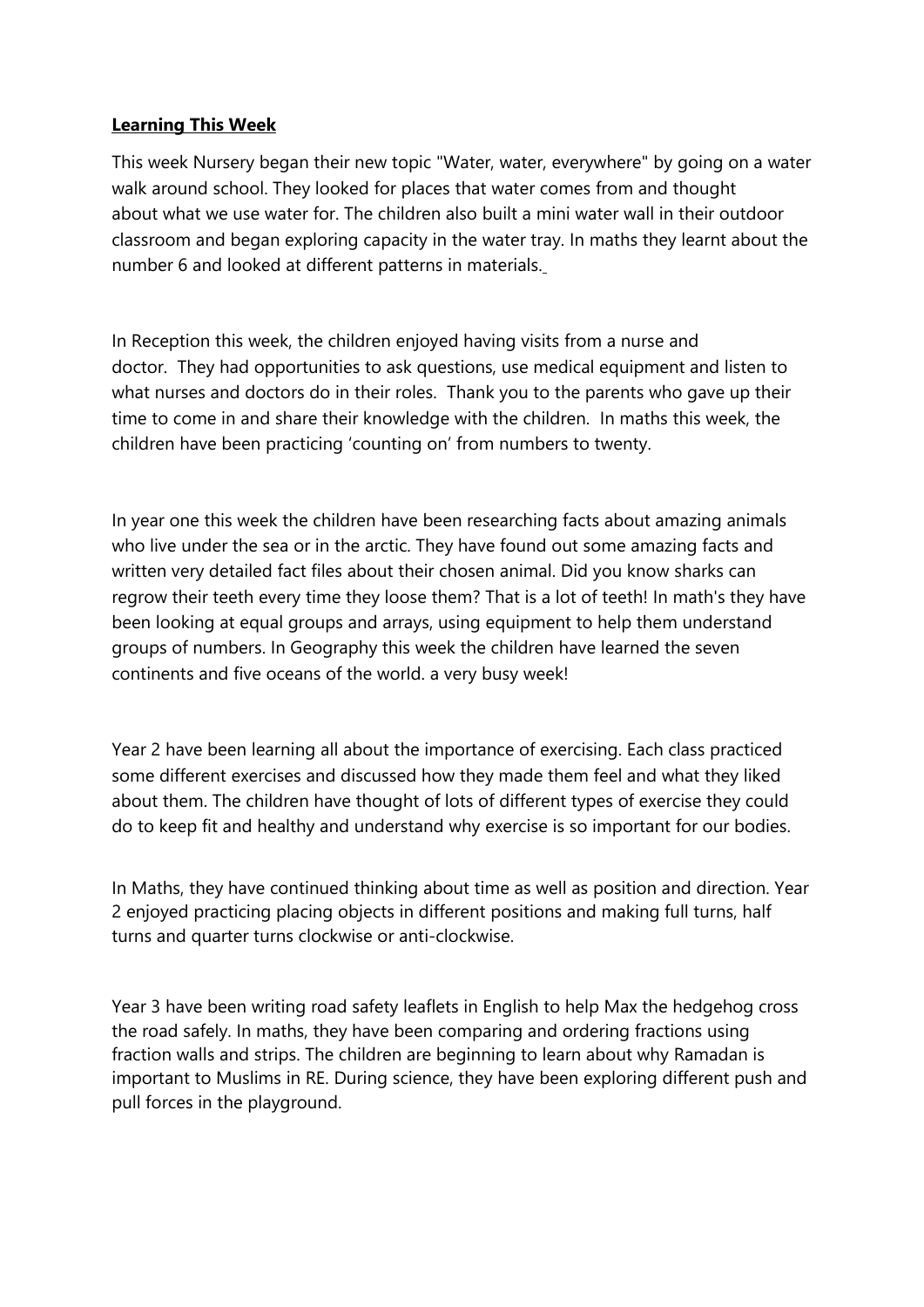**Learning This Week**

This week Nursery began their new topic "Water, water, everywhere" by going on a water walk around school. They looked for places that water comes from and thought about what we use water for. The children also built a mini water wall in their outdoor classroom and began exploring capacity in the water tray. In maths they learnt about the number 6 and looked at different patterns in materials.

In Reception this week, the children enjoyed having visits from a nurse and doctor. They had opportunities to ask questions, use medical equipment and listen to what nurses and doctors do in their roles. Thank you to the parents who gave up their time to come in and share their knowledge with the children. In maths this week, the children have been practicing 'counting on' from numbers to twenty.

In year one this week the children have been researching facts about amazing animals who live under the sea or in the arctic. They have found out some amazing facts and written very detailed fact files about their chosen animal. Did you know sharks can regrow their teeth every time they loose them? That is a lot of teeth! In math's they have been looking at equal groups and arrays, using equipment to help them understand groups of numbers. In Geography this week the children have learned the seven continents and five oceans of the world. a very busy week!

Year 2 have been learning all about the importance of exercising. Each class practiced some different exercises and discussed how they made them feel and what they liked about them. The children have thought of lots of different types of exercise they could do to keep fit and healthy and understand why exercise is so important for our bodies.

In Maths, they have continued thinking about time as well as position and direction. Year 2 enjoyed practicing placing objects in different positions and making full turns, half turns and quarter turns clockwise or anti-clockwise.

Year 3 have been writing road safety leaflets in English to help Max the hedgehog cross the road safely. In maths, they have been comparing and ordering fractions using fraction walls and strips. The children are beginning to learn about why Ramadan is important to Muslims in RE. During science, they have been exploring different push and pull forces in the playground.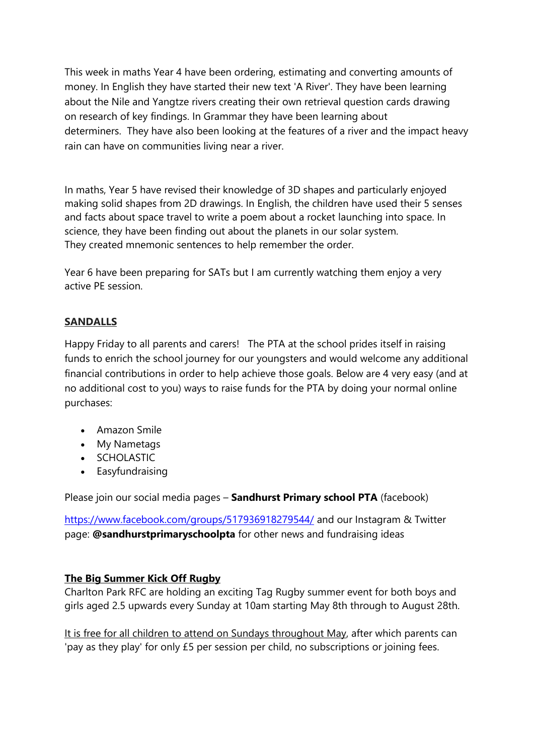This week in maths Year 4 have been ordering, estimating and converting amounts of money. In English they have started their new text 'A River'. They have been learning about the Nile and Yangtze rivers creating their own retrieval question cards drawing on research of key findings. In Grammar they have been learning about determiners. They have also been looking at the features of a river and the impact heavy rain can have on communities living near a river.

In maths, Year 5 have revised their knowledge of 3D shapes and particularly enjoyed making solid shapes from 2D drawings. In English, the children have used their 5 senses and facts about space travel to write a poem about a rocket launching into space. In science, they have been finding out about the planets in our solar system. They created mnemonic sentences to help remember the order.

Year 6 have been preparing for SATs but I am currently watching them enjoy a very active PE session.

**SANDALLS**

Happy Friday to all parents and carers! The PTA at the school prides itself in raising funds to enrich the school journey for our youngsters and would welcome any additional financial contributions in order to help achieve those goals. Below are 4 very easy (and at no additional cost to you) ways to raise funds for the PTA by doing your normal online purchases:

- Amazon Smile
- My Nametags
- SCHOLASTIC
- Easyfundraising

Please join our social media pages – **Sandhurst Primary school PTA** (facebook)

https://www.facebook.com/groups/517936918279544/ and our Instagram & Twitter page: **@sandhurstprimaryschoolpta** for other news and fundraising ideas

**The Big Summer Kick Off Rugby**

Charlton Park RFC are holding an exciting Tag Rugby summer event for both boys and girls aged 2.5 upwards every Sunday at 10am starting May 8th through to August 28th.

It is free for all children to attend on Sundays throughout May, after which parents can 'pay as they play' for only £5 per session per child, no subscriptions or joining fees.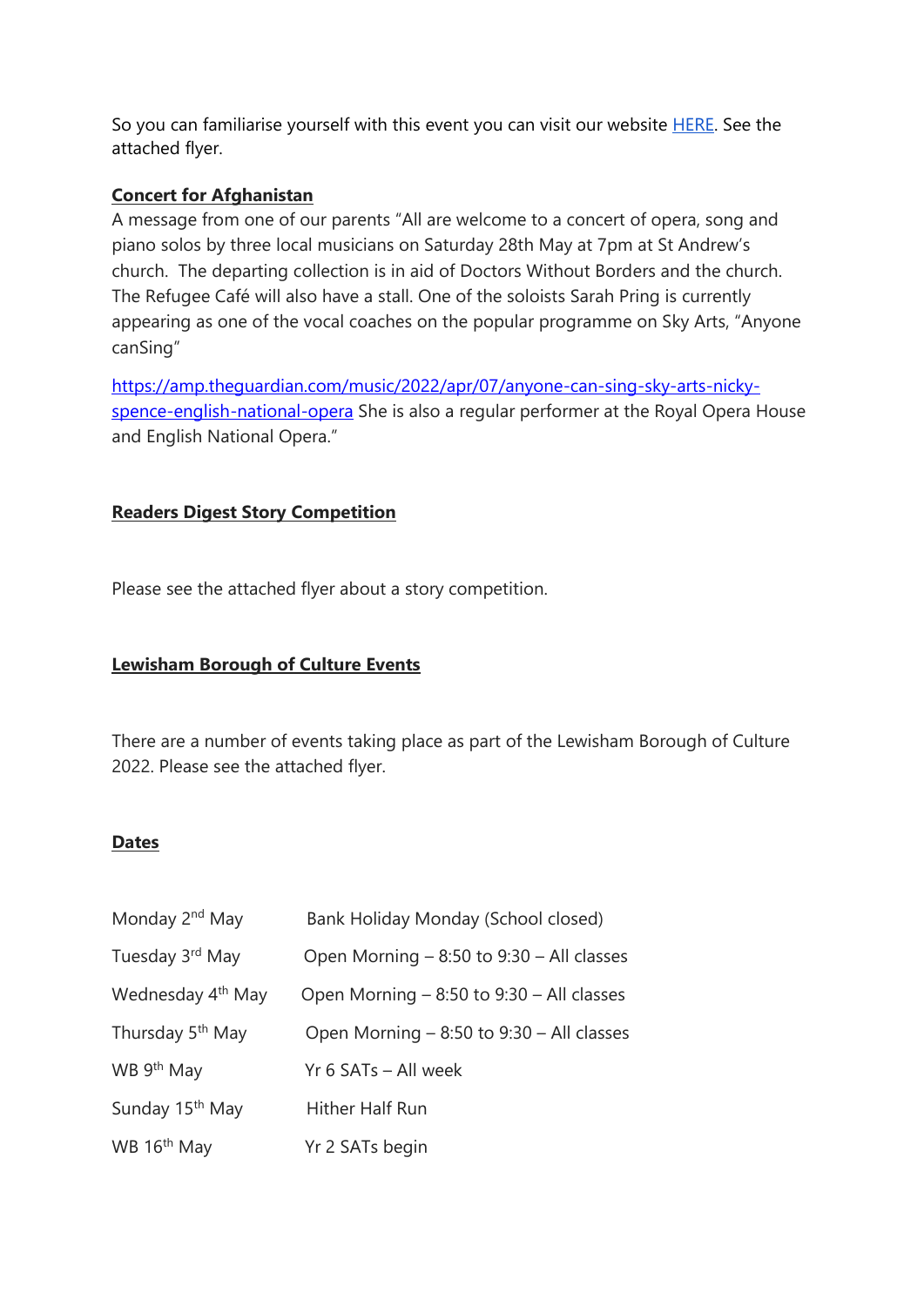So you can familiarise yourself with this event you can visit our website [HERE](). See the attached flyer.

**Concert for Afghanistan**

A message from one of our parents "All are welcome to a concert of opera, song and piano solos by three local musicians on Saturday 28th May at 7pm at St Andrew's church. The departing collection is in aid of Doctors Without Borders and the church. The Refugee Café will also have a stall. One of the soloists Sarah Pring is currently appearing as one of the vocal coaches on the popular programme on Sky Arts, "Anyone canSing"

[https://amp.theguardian.com/music/2022/apr/07/anyone-can-sing-sky-arts-nicky-spence-english-national-opera](https://amp.theguardian.com/music/2022/apr/07/anyone-can-sing-sky-arts-nicky-spence-english-national-opera) She is also a regular performer at the Royal Opera House and English National Opera."

**Readers Digest Story Competition**

Please see the attached flyer about a story competition.

**Lewisham Borough of Culture Events**

There are a number of events taking place as part of the Lewisham Borough of Culture 2022. Please see the attached flyer.

**Dates**

| | |
|---|---|
| Monday 2nd May | Bank Holiday Monday (School closed) |
| Tuesday 3rd May | Open Morning – 8:50 to 9:30 – All classes |
| Wednesday 4th May | Open Morning – 8:50 to 9:30 – All classes |
| Thursday 5th May | Open Morning – 8:50 to 9:30 – All classes |
| WB 9th May | Yr 6 SATs – All week |
| Sunday 15th May | Hither Half Run |
| WB 16th May | Yr 2 SATs begin |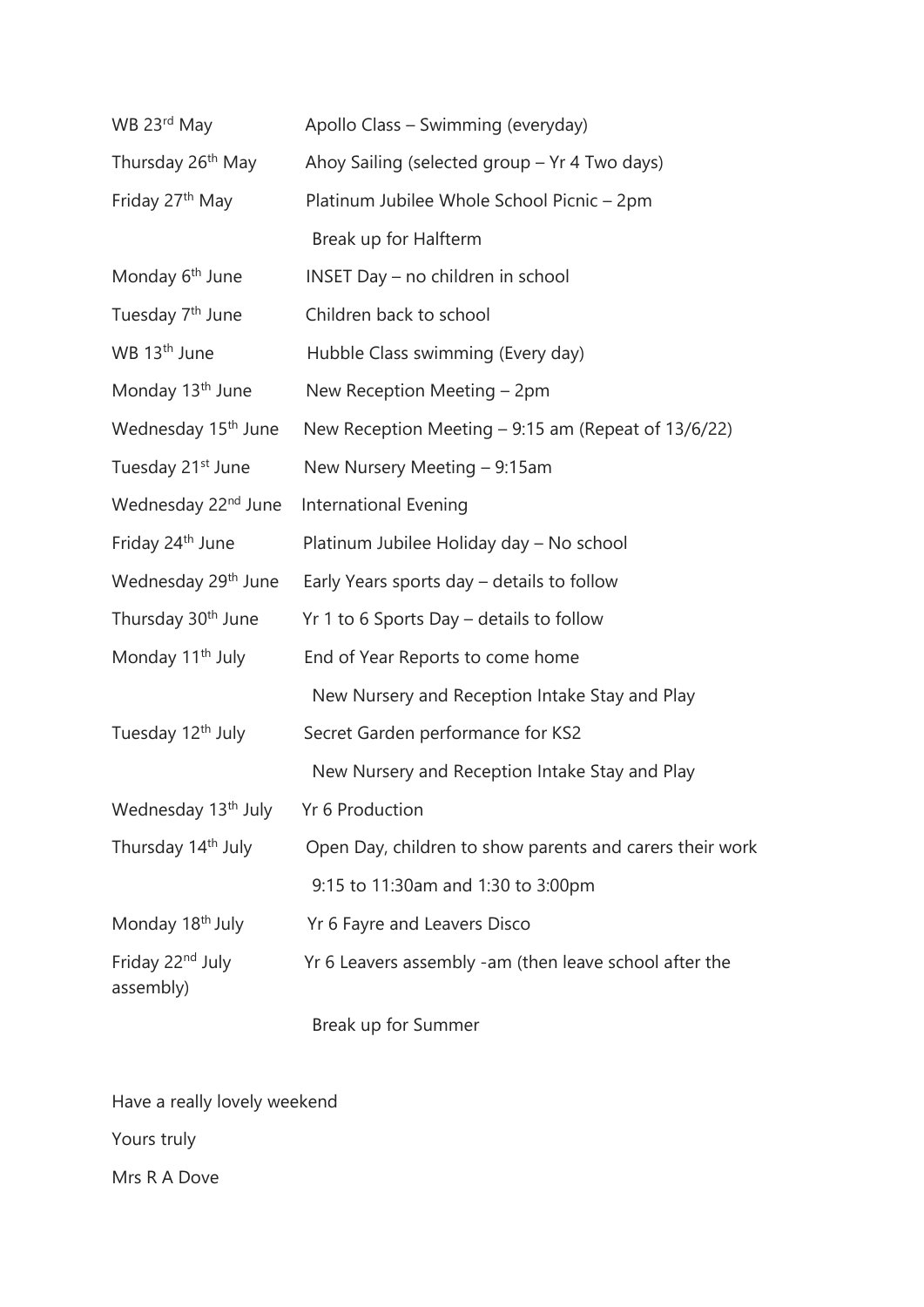| | |
|---|---|
| WB 23rd May | Apollo Class – Swimming (everyday) |
| Thursday 26th May | Ahoy Sailing (selected group – Yr 4 Two days) |
| Friday 27th May | Platinum Jubilee Whole School Picnic – 2pm |
| | Break up for Halfterm |
| Monday 6th June | INSET Day – no children in school |
| Tuesday 7th June | Children back to school |
| WB 13th June | Hubble Class swimming (Every day) |
| Monday 13th June | New Reception Meeting – 2pm |
| Wednesday 15th June | New Reception Meeting – 9:15 am (Repeat of 13/6/22) |
| Tuesday 21st June | New Nursery Meeting – 9:15am |
| Wednesday 22nd June | International Evening |
| Friday 24th June | Platinum Jubilee Holiday day – No school |
| Wednesday 29th June | Early Years sports day – details to follow |
| Thursday 30th June | Yr 1 to 6 Sports Day – details to follow |
| Monday 11th July | End of Year Reports to come home |
| | New Nursery and Reception Intake Stay and Play |
| Tuesday 12th July | Secret Garden performance for KS2 |
| | New Nursery and Reception Intake Stay and Play |
| Wednesday 13th July | Yr 6 Production |
| Thursday 14th July | Open Day, children to show parents and carers their work |
| | 9:15 to 11:30am and 1:30 to 3:00pm |
| Monday 18th July | Yr 6 Fayre and Leavers Disco |
| Friday 22nd July | Yr 6 Leavers assembly -am (then leave school after the assembly) |
| | Break up for Summer |

Have a really lovely weekend

Yours truly

Mrs R A Dove